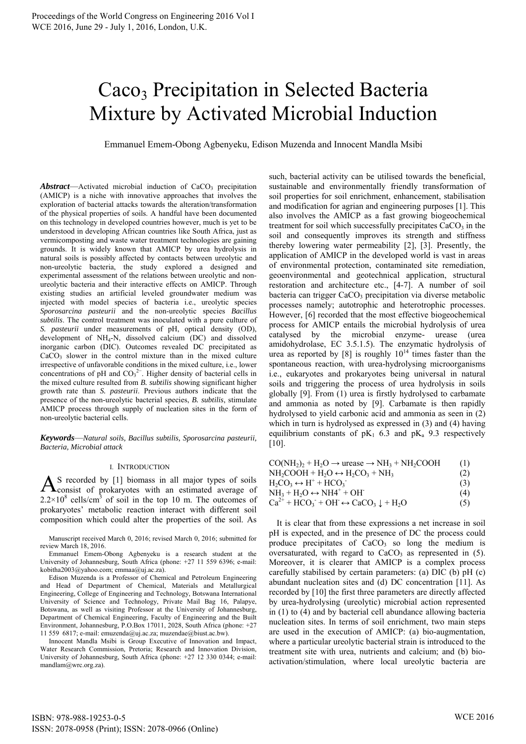# $CaCO_3$ Precipitation in Selected Bacteria Mixture by Activated Microbial Induction

Emmanuel Emem-Obong Agbenyeku, Edison Muzenda and Innocent Mandla Msibi

***Abstract*****—**Activated microbial induction of $CaCO_3$ precipitation (AMICP) is a niche with innovative approaches that involves the exploration of bacterial attacks towards the alteration/transformation of the physical properties of soils. A handful have been documented on this technology in developed countries however, much is yet to be understood in developing African countries like South Africa, just as vermicomposting and waste water treatment technologies are gaining grounds. It is widely known that AMICP by urea hydrolysis in natural soils is possibly affected by contacts between ureolytic and non-ureolytic bacteria, the study explored a designed and experimental assessment of the relations between ureolytic and non-ureolytic bacteria and their interactive effects on AMICP. Through existing studies an artificial leveled groundwater medium was injected with model species of bacteria i.e., ureolytic species *Sporosarcina pasteurii* and the non-ureolytic species *Bacillus subtilis*. The control treatment was inoculated with a pure culture of *S. pasteurii* under measurements of pH, optical density (OD), development of $NH_4$-N, dissolved calcium (DC) and dissolved inorganic carbon (DIC). Outcomes revealed DC precipitated as $CaCO_3$ slower in the control mixture than in the mixed culture irrespective of unfavorable conditions in the mixed culture, i.e., lower concentrations of pH and $CO_3^{2-}$. Higher density of bacterial cells in the mixed culture resulted from *B. subtilis* showing significant higher growth rate than *S. pasteurii*. Previous authors indicate that the presence of the non-ureolytic bacterial species, *B. subtilis*, stimulate AMICP process through supply of nucleation sites in the form of non-ureolytic bacterial cells.

***Keywords*****—***Natural soils, Bacillus subtilis, Sporosarcina pasteurii, Bacteria, Microbial attack*

## I. Introduction

As recorded by [1] biomass in all major types of soils consist of prokaryotes with an estimated average of $2.2\times10^8$ cells/cm$^3$ of soil in the top 10 m. The outcomes of prokaryotes' metabolic reaction interact with different soil composition which could alter the properties of the soil. As such, bacterial activity can be utilised towards the beneficial, sustainable and environmentally friendly transformation of soil properties for soil enrichment, enhancement, stabilisation and modification for agrian and engineering purposes [1]. This also involves the AMICP as a fast growing biogeochemical treatment for soil which successfully precipitates $CaCO_3$ in the soil and consequently improves its strength and stiffness thereby lowering water permeability [2], [3]. Presently, the application of AMICP in the developed world is vast in areas of environmental protection, contaminated site remediation, geoenvironmental and geotechnical application, structural restoration and architecture etc., [4-7]. A number of soil bacteria can trigger $CaCO_3$ precipitation via diverse metabolic processes namely; autotrophic and heterotrophic processes. However, [6] recorded that the most effective biogeochemical process for AMICP entails the microbial hydrolysis of urea catalysed by the microbial enzyme- urease (urea amidohydrolase, EC 3.5.1.5). The enzymatic hydrolysis of urea as reported by [8] is roughly $10^{14}$ times faster than the spontaneous reaction, with urea-hydrolysing microorganisms i.e., eukaryotes and prokaryotes being universal in natural soils and triggering the process of urea hydrolysis in soils globally [9]. From (1) urea is firstly hydrolysed to carbamate and ammonia as noted by [9]. Carbamate is then rapidly hydrolysed to yield carbonic acid and ammonia as seen in (2) which in turn is hydrolysed as expressed in (3) and (4) having equilibrium constants of p$K_1$ 6.3 and p$K_a$ 9.3 respectively [10].

$$CO(NH_2)_2 + H_2O \rightarrow \text{urease} \rightarrow NH_3 + NH_2COOH \quad (1)$$

$$NH_2COOH + H_2O \leftrightarrow H_2CO_3 + NH_3 \quad (2)$$

$$H_2CO_3 \leftrightarrow H^+ + HCO_3^- \quad (3)$$

$$NH_3 + H_2O \leftrightarrow NH4^+ + OH^- \quad (4)$$

$$Ca^{2+} + HCO_3^- + OH^- \leftrightarrow CaCO_3\downarrow + H_2O \quad (5)$$

It is clear that from these expressions a net increase in soil pH is expected, and in the presence of DC the process could produce precipitates of $CaCO_3$ so long the medium is oversaturated, with regard to $CaCO_3$ as represented in (5). Moreover, it is clearer that AMICP is a complex process carefully stabilised by certain parameters: (a) DIC (b) pH (c) abundant nucleation sites and (d) DC concentration [11]. As recorded by [10] the first three parameters are directly affected by urea-hydrolysing (ureolytic) microbial action represented in (1) to (4) and by bacterial cell abundance allowing bacteria nucleation sites. In terms of soil enrichment, two main steps are used in the execution of AMICP: (a) bio-augmentation, where a particular ureolytic bacterial strain is introduced to the treatment site with urea, nutrients and calcium; and (b) bio-activation/stimulation, where local ureolytic bacteria are

Manuscript received March 0, 2016; revised March 0, 2016; submitted for review March 18, 2016.

Emmanuel Emem-Obong Agbenyeku is a research student at the University of Johannesburg, South Africa (phone: +27 11 559 6396; e-mail: kobitha2003@yahoo.com; emmaa@uj.ac.za).

Edison Muzenda is a Professor of Chemical and Petroleum Engineering and Head of Department of Chemical, Materials and Metallurgical Engineering, College of Engineering and Technology, Botswana International University of Science and Technology, Private Mail Bag 16, Palapye, Botswana, as well as visiting Professor at the University of Johannesburg, Department of Chemical Engineering, Faculty of Engineering and the Built Environment, Johannesburg, P.O.Box 17011, 2028, South Africa (phone: +27 11 559 6817; e-mail: emuzenda@uj.ac.za; muzendae@biust.ac.bw).

Innocent Mandla Msibi is Group Executive of Innovation and Impact, Water Research Commission, Pretoria; Research and Innovation Division, University of Johannesburg, South Africa (phone: +27 12 330 0344; e-mail: mandlam@wrc.org.za).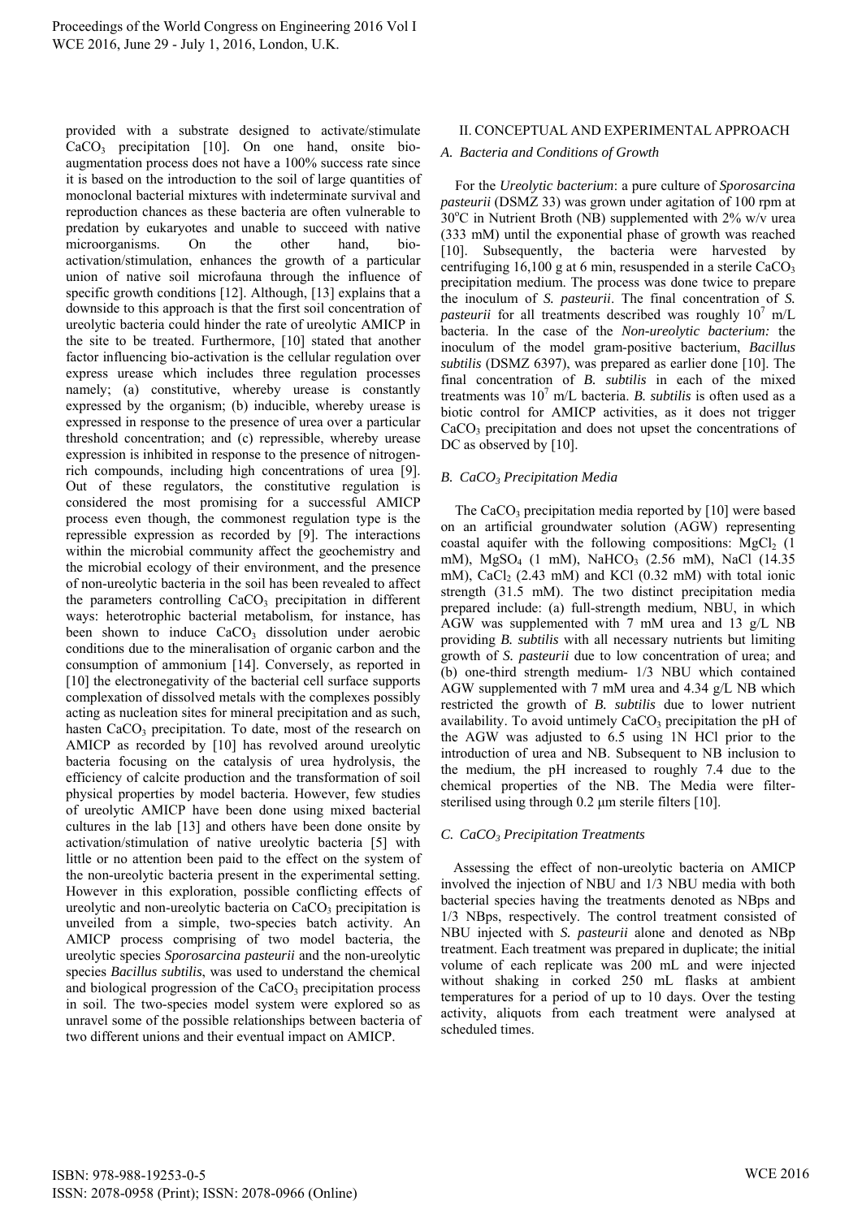provided with a substrate designed to activate/stimulate $CaCO_3$ precipitation [10]. On one hand, onsite bio-augmentation process does not have a 100% success rate since it is based on the introduction to the soil of large quantities of monoclonal bacterial mixtures with indeterminate survival and reproduction chances as these bacteria are often vulnerable to predation by eukaryotes and unable to succeed with native microorganisms. On the other hand, bio-activation/stimulation, enhances the growth of a particular union of native soil microfauna through the influence of specific growth conditions [12]. Although, [13] explains that a downside to this approach is that the first soil concentration of ureolytic bacteria could hinder the rate of ureolytic AMICP in the site to be treated. Furthermore, [10] stated that another factor influencing bio-activation is the cellular regulation over express urease which includes three regulation processes namely; (a) constitutive, whereby urease is constantly expressed by the organism; (b) inducible, whereby urease is expressed in response to the presence of urea over a particular threshold concentration; and (c) repressible, whereby urease expression is inhibited in response to the presence of nitrogen-rich compounds, including high concentrations of urea [9]. Out of these regulators, the constitutive regulation is considered the most promising for a successful AMICP process even though, the commonest regulation type is the repressible expression as recorded by [9]. The interactions within the microbial community affect the geochemistry and the microbial ecology of their environment, and the presence of non-ureolytic bacteria in the soil has been revealed to affect the parameters controlling $CaCO_3$ precipitation in different ways: heterotrophic bacterial metabolism, for instance, has been shown to induce $CaCO_3$ dissolution under aerobic conditions due to the mineralisation of organic carbon and the consumption of ammonium [14]. Conversely, as reported in [10] the electronegativity of the bacterial cell surface supports complexation of dissolved metals with the complexes possibly acting as nucleation sites for mineral precipitation and as such, hasten $CaCO_3$ precipitation. To date, most of the research on AMICP as recorded by [10] has revolved around ureolytic bacteria focusing on the catalysis of urea hydrolysis, the efficiency of calcite production and the transformation of soil physical properties by model bacteria. However, few studies of ureolytic AMICP have been done using mixed bacterial cultures in the lab [13] and others have been done onsite by activation/stimulation of native ureolytic bacteria [5] with little or no attention been paid to the effect on the system of the non-ureolytic bacteria present in the experimental setting. However in this exploration, possible conflicting effects of ureolytic and non-ureolytic bacteria on $CaCO_3$ precipitation is unveiled from a simple, two-species batch activity. An AMICP process comprising of two model bacteria, the ureolytic species *Sporosarcina pasteurii* and the non-ureolytic species *Bacillus subtilis*, was used to understand the chemical and biological progression of the $CaCO_3$ precipitation process in soil. The two-species model system were explored so as unravel some of the possible relationships between bacteria of two different unions and their eventual impact on AMICP.

## II. Conceptual and Experimental Approach

### *A. Bacteria and Conditions of Growth*

For the *Ureolytic bacterium*: a pure culture of *Sporosarcina pasteurii* (DSMZ 33) was grown under agitation of 100 rpm at 30°C in Nutrient Broth (NB) supplemented with 2% w/v urea (333 mM) until the exponential phase of growth was reached [10]. Subsequently, the bacteria were harvested by centrifuging 16,100 g at 6 min, resuspended in a sterile $CaCO_3$ precipitation medium. The process was done twice to prepare the inoculum of *S. pasteurii*. The final concentration of *S. pasteurii* for all treatments described was roughly $10^7$ m/L bacteria. In the case of the *Non-ureolytic bacterium:* the inoculum of the model gram-positive bacterium, *Bacillus subtilis* (DSMZ 6397), was prepared as earlier done [10]. The final concentration of *B. subtilis* in each of the mixed treatments was $10^7$ m/L bacteria. *B. subtilis* is often used as a biotic control for AMICP activities, as it does not trigger $CaCO_3$ precipitation and does not upset the concentrations of DC as observed by [10].

### *B. $CaCO_3$ Precipitation Media*

The $CaCO_3$ precipitation media reported by [10] were based on an artificial groundwater solution (AGW) representing coastal aquifer with the following compositions: $MgCl_2$ (1 mM), $MgSO_4$ (1 mM), $NaHCO_3$ (2.56 mM), NaCl (14.35 mM), $CaCl_2$ (2.43 mM) and KCl (0.32 mM) with total ionic strength (31.5 mM). The two distinct precipitation media prepared include: (a) full-strength medium, NBU, in which AGW was supplemented with 7 mM urea and 13 g/L NB providing *B. subtilis* with all necessary nutrients but limiting growth of *S. pasteurii* due to low concentration of urea; and (b) one-third strength medium- 1/3 NBU which contained AGW supplemented with 7 mM urea and 4.34 g/L NB which restricted the growth of *B. subtilis* due to lower nutrient availability. To avoid untimely $CaCO_3$ precipitation the pH of the AGW was adjusted to 6.5 using 1N HCl prior to the introduction of urea and NB. Subsequent to NB inclusion to the medium, the pH increased to roughly 7.4 due to the chemical properties of the NB. The Media were filter-sterilised using through 0.2 μm sterile filters [10].

### *C. $CaCO_3$ Precipitation Treatments*

Assessing the effect of non-ureolytic bacteria on AMICP involved the injection of NBU and 1/3 NBU media with both bacterial species having the treatments denoted as NBps and 1/3 NBps, respectively. The control treatment consisted of NBU injected with *S. pasteurii* alone and denoted as NBp treatment. Each treatment was prepared in duplicate; the initial volume of each replicate was 200 mL and were injected without shaking in corked 250 mL flasks at ambient temperatures for a period of up to 10 days. Over the testing activity, aliquots from each treatment were analysed at scheduled times.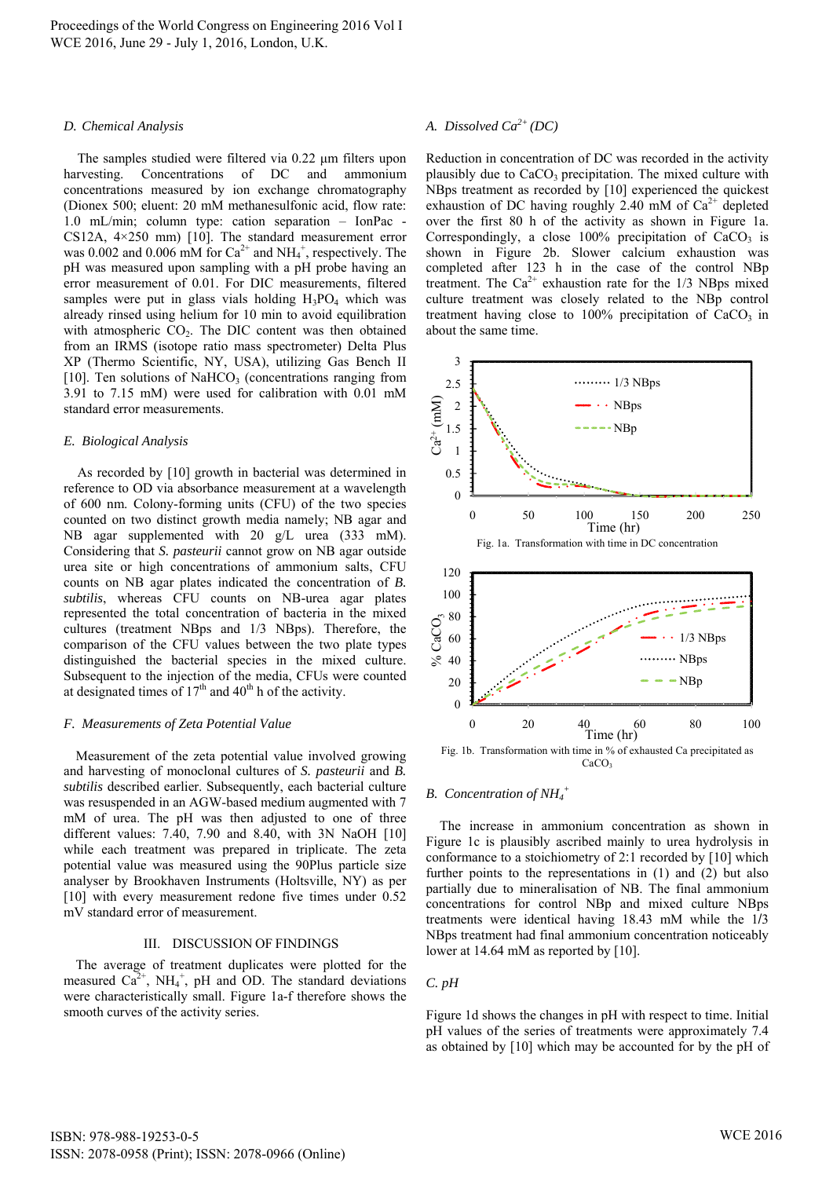### D. Chemical Analysis

The samples studied were filtered via 0.22 µm filters upon harvesting. Concentrations of DC and ammonium concentrations measured by ion exchange chromatography (Dionex 500; eluent: 20 mM methanesulfonic acid, flow rate: 1.0 mL/min; column type: cation separation – IonPac - CS12A, 4×250 mm) [10]. The standard measurement error was 0.002 and 0.006 mM for $Ca^{2+}$ and $NH_4^+$, respectively. The pH was measured upon sampling with a pH probe having an error measurement of 0.01. For DIC measurements, filtered samples were put in glass vials holding $H_3PO_4$ which was already rinsed using helium for 10 min to avoid equilibration with atmospheric $CO_2$. The DIC content was then obtained from an IRMS (isotope ratio mass spectrometer) Delta Plus XP (Thermo Scientific, NY, USA), utilizing Gas Bench II [10]. Ten solutions of $NaHCO_3$ (concentrations ranging from 3.91 to 7.15 mM) were used for calibration with 0.01 mM standard error measurements.

### E. Biological Analysis

As recorded by [10] growth in bacterial was determined in reference to OD via absorbance measurement at a wavelength of 600 nm. Colony-forming units (CFU) of the two species counted on two distinct growth media namely; NB agar and NB agar supplemented with 20 g/L urea (333 mM). Considering that *S. pasteurii* cannot grow on NB agar outside urea site or high concentrations of ammonium salts, CFU counts on NB agar plates indicated the concentration of *B. subtilis*, whereas CFU counts on NB-urea agar plates represented the total concentration of bacteria in the mixed cultures (treatment NBps and 1/3 NBps). Therefore, the comparison of the CFU values between the two plate types distinguished the bacterial species in the mixed culture. Subsequent to the injection of the media, CFUs were counted at designated times of 17th and 40th h of the activity.

### F. Measurements of Zeta Potential Value

Measurement of the zeta potential value involved growing and harvesting of monoclonal cultures of *S. pasteurii* and *B. subtilis* described earlier. Subsequently, each bacterial culture was resuspended in an AGW-based medium augmented with 7 mM of urea. The pH was then adjusted to one of three different values: 7.40, 7.90 and 8.40, with 3N NaOH [10] while each treatment was prepared in triplicate. The zeta potential value was measured using the 90Plus particle size analyser by Brookhaven Instruments (Holtsville, NY) as per [10] with every measurement redone five times under 0.52 mV standard error of measurement.

## III. Discussion of Findings

The average of treatment duplicates were plotted for the measured $Ca^{2+}$, $NH_4^+$, pH and OD. The standard deviations were characteristically small. Figure 1a-f therefore shows the smooth curves of the activity series.

### A. Dissolved $Ca^{2+}$ (DC)

Reduction in concentration of DC was recorded in the activity plausibly due to $CaCO_3$ precipitation. The mixed culture with NBps treatment as recorded by [10] experienced the quickest exhaustion of DC having roughly 2.40 mM of $Ca^{2+}$ depleted over the first 80 h of the activity as shown in Figure 1a. Correspondingly, a close 100% precipitation of $CaCO_3$ is shown in Figure 2b. Slower calcium exhaustion was completed after 123 h in the case of the control NBp treatment. The $Ca^{2+}$ exhaustion rate for the 1/3 NBps mixed culture treatment was closely related to the NBp control treatment having close to 100% precipitation of $CaCO_3$ in about the same time.

Fig. 1a. Transformation with time in DC concentration

Fig. 1b. Transformation with time in % of exhausted Ca precipitated as $CaCO_3$

### B. Concentration of $NH_4^+$

The increase in ammonium concentration as shown in Figure 1c is plausibly ascribed mainly to urea hydrolysis in conformance to a stoichiometry of 2:1 recorded by [10] which further points to the representations in (1) and (2) but also partially due to mineralisation of NB. The final ammonium concentrations for control NBp and mixed culture NBps treatments were identical having 18.43 mM while the 1/3 NBps treatment had final ammonium concentration noticeably lower at 14.64 mM as reported by [10].

### C. pH

Figure 1d shows the changes in pH with respect to time. Initial pH values of the series of treatments were approximately 7.4 as obtained by [10] which may be accounted for by the pH of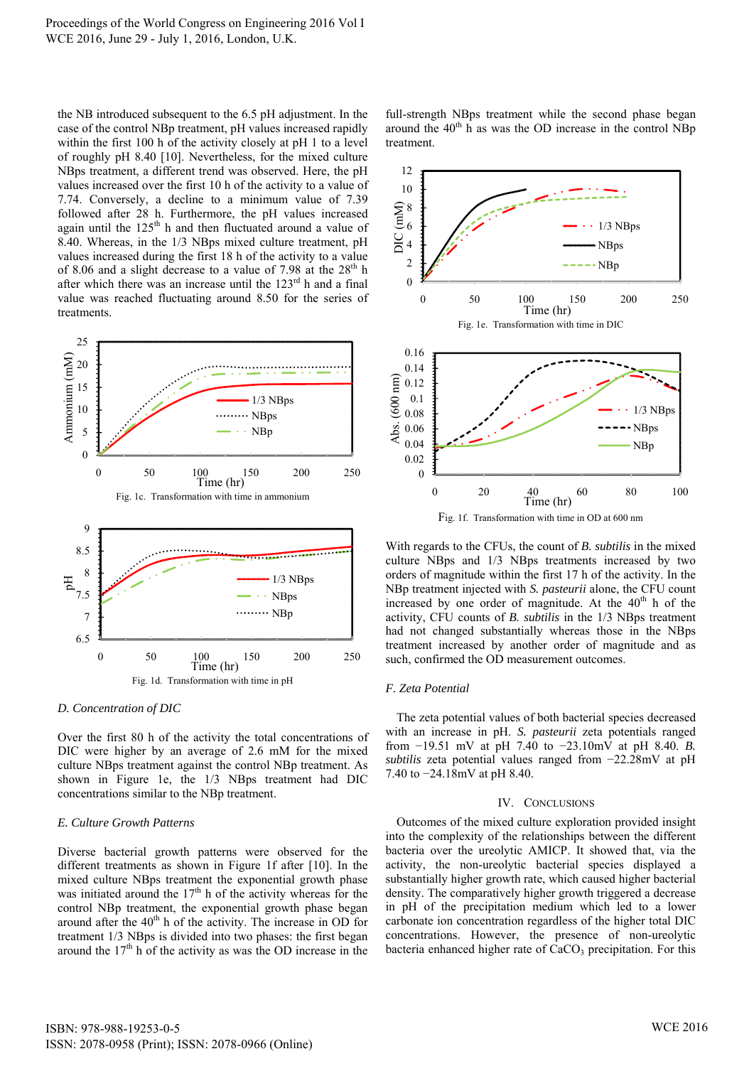the NB introduced subsequent to the 6.5 pH adjustment. In the case of the control NBp treatment, pH values increased rapidly within the first 100 h of the activity closely at pH 1 to a level of roughly pH 8.40 [10]. Nevertheless, for the mixed culture NBps treatment, a different trend was observed. Here, the pH values increased over the first 10 h of the activity to a value of 7.74. Conversely, a decline to a minimum value of 7.39 followed after 28 h. Furthermore, the pH values increased again until the 125[th] h and then fluctuated around a value of 8.40. Whereas, in the 1/3 NBps mixed culture treatment, pH values increased during the first 18 h of the activity to a value of 8.06 and a slight decrease to a value of 7.98 at the 28[th] h after which there was an increase until the 123[rd] h and a final value was reached fluctuating around 8.50 for the series of treatments.

Fig. 1c. Transformation with time in ammonium

Fig. 1d. Transformation with time in pH

### D. Concentration of DIC

Over the first 80 h of the activity the total concentrations of DIC were higher by an average of 2.6 mM for the mixed culture NBps treatment against the control NBp treatment. As shown in Figure 1e, the 1/3 NBps treatment had DIC concentrations similar to the NBp treatment.

### E. Culture Growth Patterns

Diverse bacterial growth patterns were observed for the different treatments as shown in Figure 1f after [10]. In the mixed culture NBps treatment the exponential growth phase was initiated around the 17[th] h of the activity whereas for the control NBp treatment, the exponential growth phase began around after the 40[th] h of the activity. The increase in OD for treatment 1/3 NBps is divided into two phases: the first began around the 17[th] h of the activity as was the OD increase in the full-strength NBps treatment while the second phase began around the 40[th] h as was the OD increase in the control NBp treatment.

Fig. 1e. Transformation with time in DIC

Fig. 1f. Transformation with time in OD at 600 nm

With regards to the CFUs, the count of *B. subtilis* in the mixed culture NBps and 1/3 NBps treatments increased by two orders of magnitude within the first 17 h of the activity. In the NBp treatment injected with *S. pasteurii* alone, the CFU count increased by one order of magnitude. At the 40[th] h of the activity, CFU counts of *B. subtilis* in the 1/3 NBps treatment had not changed substantially whereas those in the NBps treatment increased by another order of magnitude and as such, confirmed the OD measurement outcomes.

### F. Zeta Potential

The zeta potential values of both bacterial species decreased with an increase in pH. *S. pasteurii* zeta potentials ranged from −19.51 mV at pH 7.40 to −23.10mV at pH 8.40. *B. subtilis* zeta potential values ranged from −22.28mV at pH 7.40 to −24.18mV at pH 8.40.

## IV. Conclusions

Outcomes of the mixed culture exploration provided insight into the complexity of the relationships between the different bacteria over the ureolytic AMICP. It showed that, via the activity, the non-ureolytic bacterial species displayed a substantially higher growth rate, which caused higher bacterial density. The comparatively higher growth triggered a decrease in pH of the precipitation medium which led to a lower carbonate ion concentration regardless of the higher total DIC concentrations. However, the presence of non-ureolytic bacteria enhanced higher rate of $CaCO_3$ precipitation. For this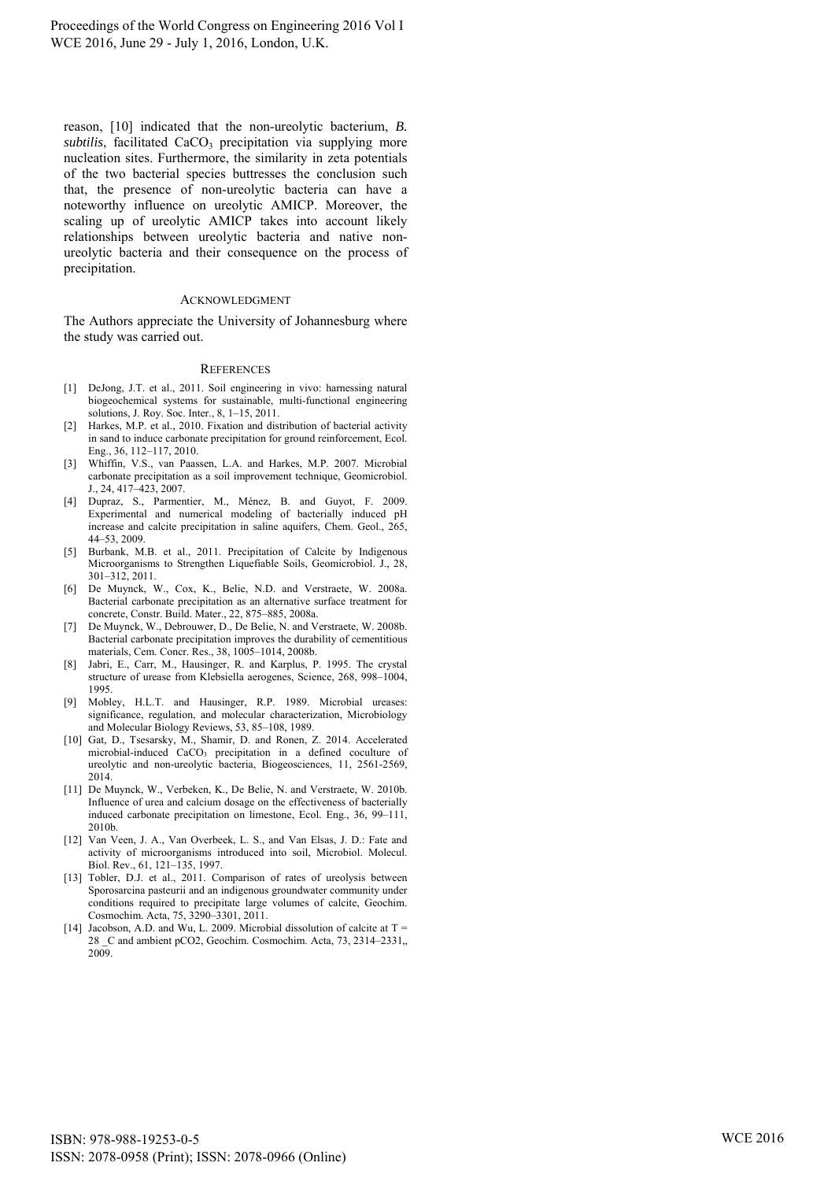reason, [10] indicated that the non-ureolytic bacterium, *B. subtilis*, facilitated $CaCO_3$ precipitation via supplying more nucleation sites. Furthermore, the similarity in zeta potentials of the two bacterial species buttresses the conclusion such that, the presence of non-ureolytic bacteria can have a noteworthy influence on ureolytic AMICP. Moreover, the scaling up of ureolytic AMICP takes into account likely relationships between ureolytic bacteria and native non-ureolytic bacteria and their consequence on the process of precipitation.

## ACKNOWLEDGMENT

The Authors appreciate the University of Johannesburg where the study was carried out.

## REFERENCES

[1] DeJong, J.T. et al., 2011. Soil engineering in vivo: harnessing natural biogeochemical systems for sustainable, multi-functional engineering solutions, J. Roy. Soc. Inter., 8, 1–15, 2011.

[2] Harkes, M.P. et al., 2010. Fixation and distribution of bacterial activity in sand to induce carbonate precipitation for ground reinforcement, Ecol. Eng., 36, 112–117, 2010.

[3] Whiffin, V.S., van Paassen, L.A. and Harkes, M.P. 2007. Microbial carbonate precipitation as a soil improvement technique, Geomicrobiol. J., 24, 417–423, 2007.

[4] Dupraz, S., Parmentier, M., Ménez, B. and Guyot, F. 2009. Experimental and numerical modeling of bacterially induced pH increase and calcite precipitation in saline aquifers, Chem. Geol., 265, 44–53, 2009.

[5] Burbank, M.B. et al., 2011. Precipitation of Calcite by Indigenous Microorganisms to Strengthen Liquefiable Soils, Geomicrobiol. J., 28, 301–312, 2011.

[6] De Muynck, W., Cox, K., Belie, N.D. and Verstraete, W. 2008a. Bacterial carbonate precipitation as an alternative surface treatment for concrete, Constr. Build. Mater., 22, 875–885, 2008a.

[7] De Muynck, W., Debrouwer, D., De Belie, N. and Verstraete, W. 2008b. Bacterial carbonate precipitation improves the durability of cementitious materials, Cem. Concr. Res., 38, 1005–1014, 2008b.

[8] Jabri, E., Carr, M., Hausinger, R. and Karplus, P. 1995. The crystal structure of urease from Klebsiella aerogenes, Science, 268, 998–1004, 1995.

[9] Mobley, H.L.T. and Hausinger, R.P. 1989. Microbial ureases: significance, regulation, and molecular characterization, Microbiology and Molecular Biology Reviews, 53, 85–108, 1989.

[10] Gat, D., Tsesarsky, M., Shamir, D. and Ronen, Z. 2014. Accelerated microbial-induced $CaCO_3$ precipitation in a defined coculture of ureolytic and non-ureolytic bacteria, Biogeosciences, 11, 2561-2569, 2014.

[11] De Muynck, W., Verbeken, K., De Belie, N. and Verstraete, W. 2010b. Influence of urea and calcium dosage on the effectiveness of bacterially induced carbonate precipitation on limestone, Ecol. Eng., 36, 99–111, 2010b.

[12] Van Veen, J. A., Van Overbeek, L. S., and Van Elsas, J. D.: Fate and activity of microorganisms introduced into soil, Microbiol. Molecul. Biol. Rev., 61, 121–135, 1997.

[13] Tobler, D.J. et al., 2011. Comparison of rates of ureolysis between Sporosarcina pasteurii and an indigenous groundwater community under conditions required to precipitate large volumes of calcite, Geochim. Cosmochim. Acta, 75, 3290–3301, 2011.

[14] Jacobson, A.D. and Wu, L. 2009. Microbial dissolution of calcite at T = 28 _C and ambient pCO2, Geochim. Cosmochim. Acta, 73, 2314–2331,, 2009.